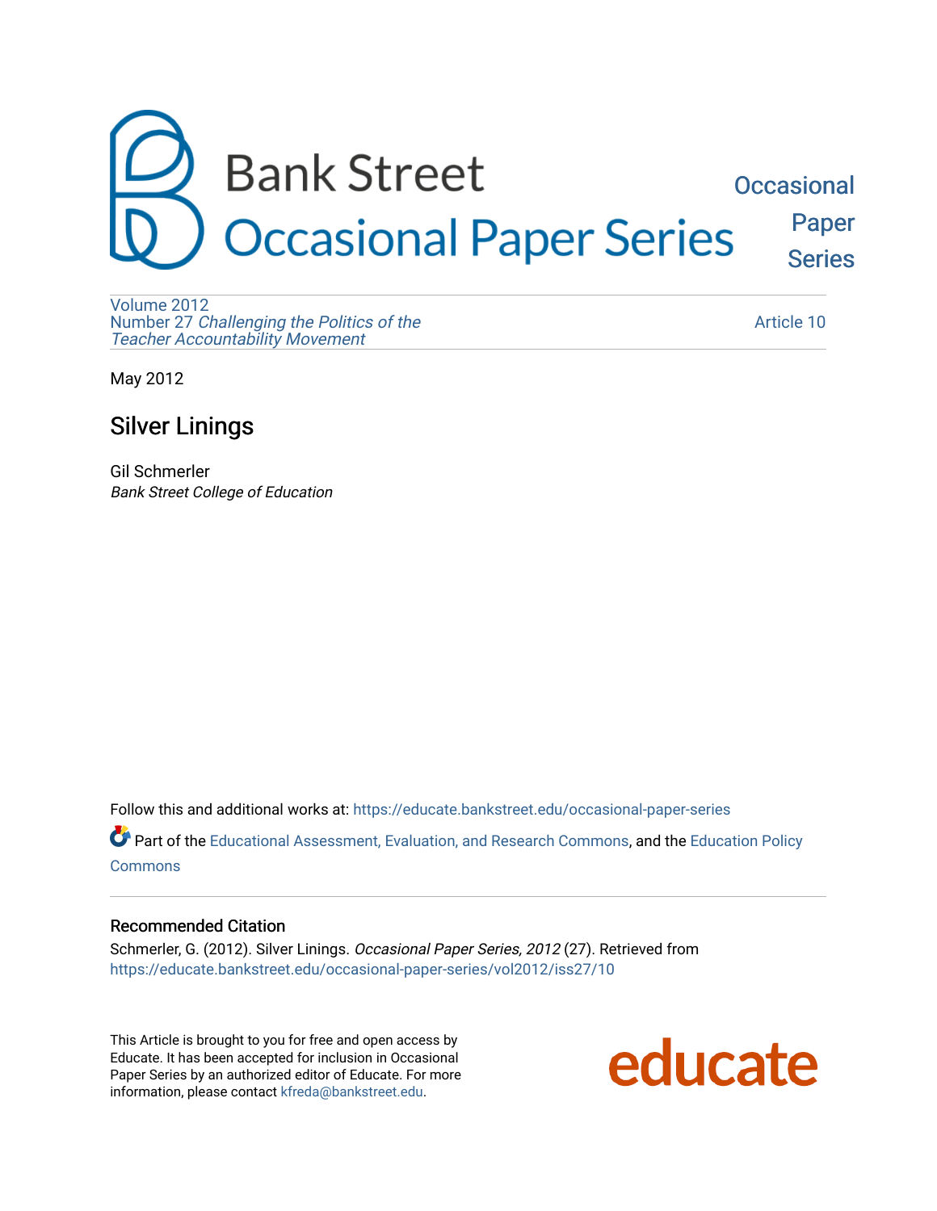# Bank Street Occasional Paper Series

Occasional Paper Series

Volume 2012
Number 27 *Challenging the Politics of the Teacher Accountability Movement*

Article 10

May 2012

## Silver Linings

Gil Schmerler
*Bank Street College of Education*

Follow this and additional works at: https://educate.bankstreet.edu/occasional-paper-series

Part of the Educational Assessment, Evaluation, and Research Commons, and the Education Policy Commons

### Recommended Citation

Schmerler, G. (2012). Silver Linings. *Occasional Paper Series, 2012* (27). Retrieved from https://educate.bankstreet.edu/occasional-paper-series/vol2012/iss27/10

This Article is brought to you for free and open access by Educate. It has been accepted for inclusion in Occasional Paper Series by an authorized editor of Educate. For more information, please contact kfreda@bankstreet.edu.

educate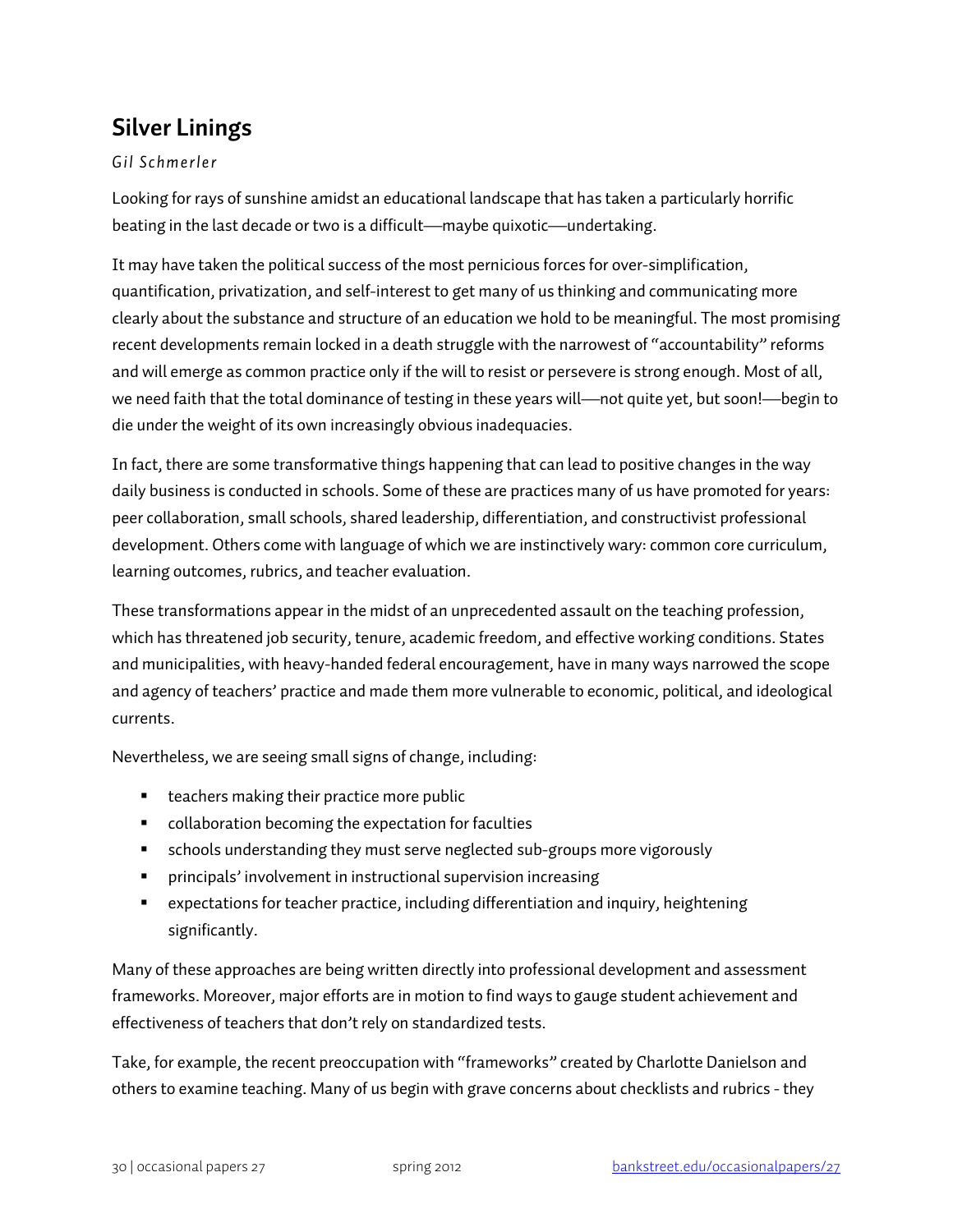## Silver Linings

*Gil Schmerler*

Looking for rays of sunshine amidst an educational landscape that has taken a particularly horrific beating in the last decade or two is a difficult—maybe quixotic—undertaking.

It may have taken the political success of the most pernicious forces for over-simplification, quantification, privatization, and self-interest to get many of us thinking and communicating more clearly about the substance and structure of an education we hold to be meaningful. The most promising recent developments remain locked in a death struggle with the narrowest of "accountability" reforms and will emerge as common practice only if the will to resist or persevere is strong enough. Most of all, we need faith that the total dominance of testing in these years will—not quite yet, but soon!—begin to die under the weight of its own increasingly obvious inadequacies.

In fact, there are some transformative things happening that can lead to positive changes in the way daily business is conducted in schools. Some of these are practices many of us have promoted for years: peer collaboration, small schools, shared leadership, differentiation, and constructivist professional development. Others come with language of which we are instinctively wary: common core curriculum, learning outcomes, rubrics, and teacher evaluation.

These transformations appear in the midst of an unprecedented assault on the teaching profession, which has threatened job security, tenure, academic freedom, and effective working conditions. States and municipalities, with heavy-handed federal encouragement, have in many ways narrowed the scope and agency of teachers' practice and made them more vulnerable to economic, political, and ideological currents.

Nevertheless, we are seeing small signs of change, including:

- teachers making their practice more public
- collaboration becoming the expectation for faculties
- schools understanding they must serve neglected sub-groups more vigorously
- principals' involvement in instructional supervision increasing
- expectations for teacher practice, including differentiation and inquiry, heightening significantly.

Many of these approaches are being written directly into professional development and assessment frameworks. Moreover, major efforts are in motion to find ways to gauge student achievement and effectiveness of teachers that don't rely on standardized tests.

Take, for example, the recent preoccupation with "frameworks" created by Charlotte Danielson and others to examine teaching. Many of us begin with grave concerns about checklists and rubrics - they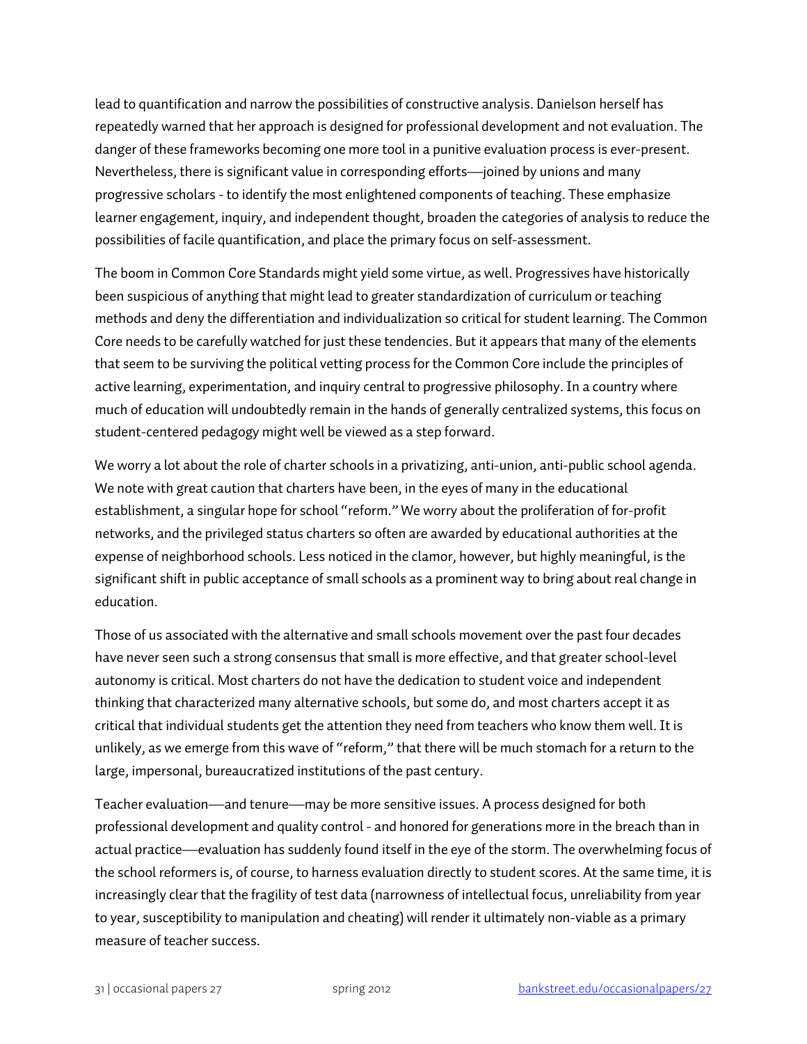lead to quantification and narrow the possibilities of constructive analysis. Danielson herself has repeatedly warned that her approach is designed for professional development and not evaluation. The danger of these frameworks becoming one more tool in a punitive evaluation process is ever-present. Nevertheless, there is significant value in corresponding efforts—joined by unions and many progressive scholars - to identify the most enlightened components of teaching. These emphasize learner engagement, inquiry, and independent thought, broaden the categories of analysis to reduce the possibilities of facile quantification, and place the primary focus on self-assessment.

The boom in Common Core Standards might yield some virtue, as well. Progressives have historically been suspicious of anything that might lead to greater standardization of curriculum or teaching methods and deny the differentiation and individualization so critical for student learning. The Common Core needs to be carefully watched for just these tendencies. But it appears that many of the elements that seem to be surviving the political vetting process for the Common Core include the principles of active learning, experimentation, and inquiry central to progressive philosophy. In a country where much of education will undoubtedly remain in the hands of generally centralized systems, this focus on student-centered pedagogy might well be viewed as a step forward.

We worry a lot about the role of charter schools in a privatizing, anti-union, anti-public school agenda. We note with great caution that charters have been, in the eyes of many in the educational establishment, a singular hope for school "reform." We worry about the proliferation of for-profit networks, and the privileged status charters so often are awarded by educational authorities at the expense of neighborhood schools. Less noticed in the clamor, however, but highly meaningful, is the significant shift in public acceptance of small schools as a prominent way to bring about real change in education.

Those of us associated with the alternative and small schools movement over the past four decades have never seen such a strong consensus that small is more effective, and that greater school-level autonomy is critical. Most charters do not have the dedication to student voice and independent thinking that characterized many alternative schools, but some do, and most charters accept it as critical that individual students get the attention they need from teachers who know them well. It is unlikely, as we emerge from this wave of "reform," that there will be much stomach for a return to the large, impersonal, bureaucratized institutions of the past century.

Teacher evaluation—and tenure—may be more sensitive issues. A process designed for both professional development and quality control - and honored for generations more in the breach than in actual practice—evaluation has suddenly found itself in the eye of the storm. The overwhelming focus of the school reformers is, of course, to harness evaluation directly to student scores. At the same time, it is increasingly clear that the fragility of test data (narrowness of intellectual focus, unreliability from year to year, susceptibility to manipulation and cheating) will render it ultimately non-viable as a primary measure of teacher success.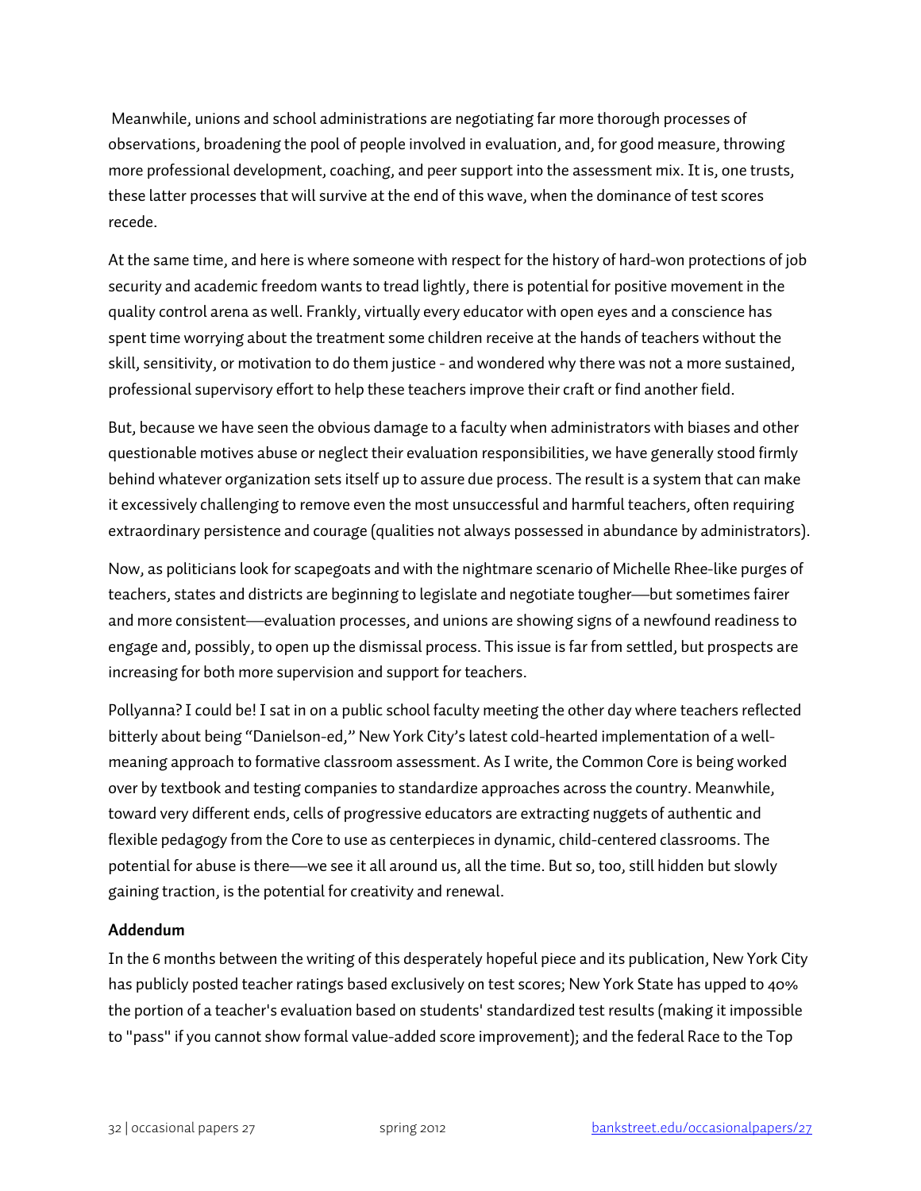Meanwhile, unions and school administrations are negotiating far more thorough processes of observations, broadening the pool of people involved in evaluation, and, for good measure, throwing more professional development, coaching, and peer support into the assessment mix. It is, one trusts, these latter processes that will survive at the end of this wave, when the dominance of test scores recede.

At the same time, and here is where someone with respect for the history of hard-won protections of job security and academic freedom wants to tread lightly, there is potential for positive movement in the quality control arena as well. Frankly, virtually every educator with open eyes and a conscience has spent time worrying about the treatment some children receive at the hands of teachers without the skill, sensitivity, or motivation to do them justice - and wondered why there was not a more sustained, professional supervisory effort to help these teachers improve their craft or find another field.

But, because we have seen the obvious damage to a faculty when administrators with biases and other questionable motives abuse or neglect their evaluation responsibilities, we have generally stood firmly behind whatever organization sets itself up to assure due process. The result is a system that can make it excessively challenging to remove even the most unsuccessful and harmful teachers, often requiring extraordinary persistence and courage (qualities not always possessed in abundance by administrators).

Now, as politicians look for scapegoats and with the nightmare scenario of Michelle Rhee-like purges of teachers, states and districts are beginning to legislate and negotiate tougher—but sometimes fairer and more consistent—evaluation processes, and unions are showing signs of a newfound readiness to engage and, possibly, to open up the dismissal process. This issue is far from settled, but prospects are increasing for both more supervision and support for teachers.

Pollyanna? I could be! I sat in on a public school faculty meeting the other day where teachers reflected bitterly about being "Danielson-ed," New York City's latest cold-hearted implementation of a well-meaning approach to formative classroom assessment. As I write, the Common Core is being worked over by textbook and testing companies to standardize approaches across the country. Meanwhile, toward very different ends, cells of progressive educators are extracting nuggets of authentic and flexible pedagogy from the Core to use as centerpieces in dynamic, child-centered classrooms. The potential for abuse is there—we see it all around us, all the time. But so, too, still hidden but slowly gaining traction, is the potential for creativity and renewal.

**Addendum**

In the 6 months between the writing of this desperately hopeful piece and its publication, New York City has publicly posted teacher ratings based exclusively on test scores; New York State has upped to 40% the portion of a teacher's evaluation based on students' standardized test results (making it impossible to "pass" if you cannot show formal value-added score improvement); and the federal Race to the Top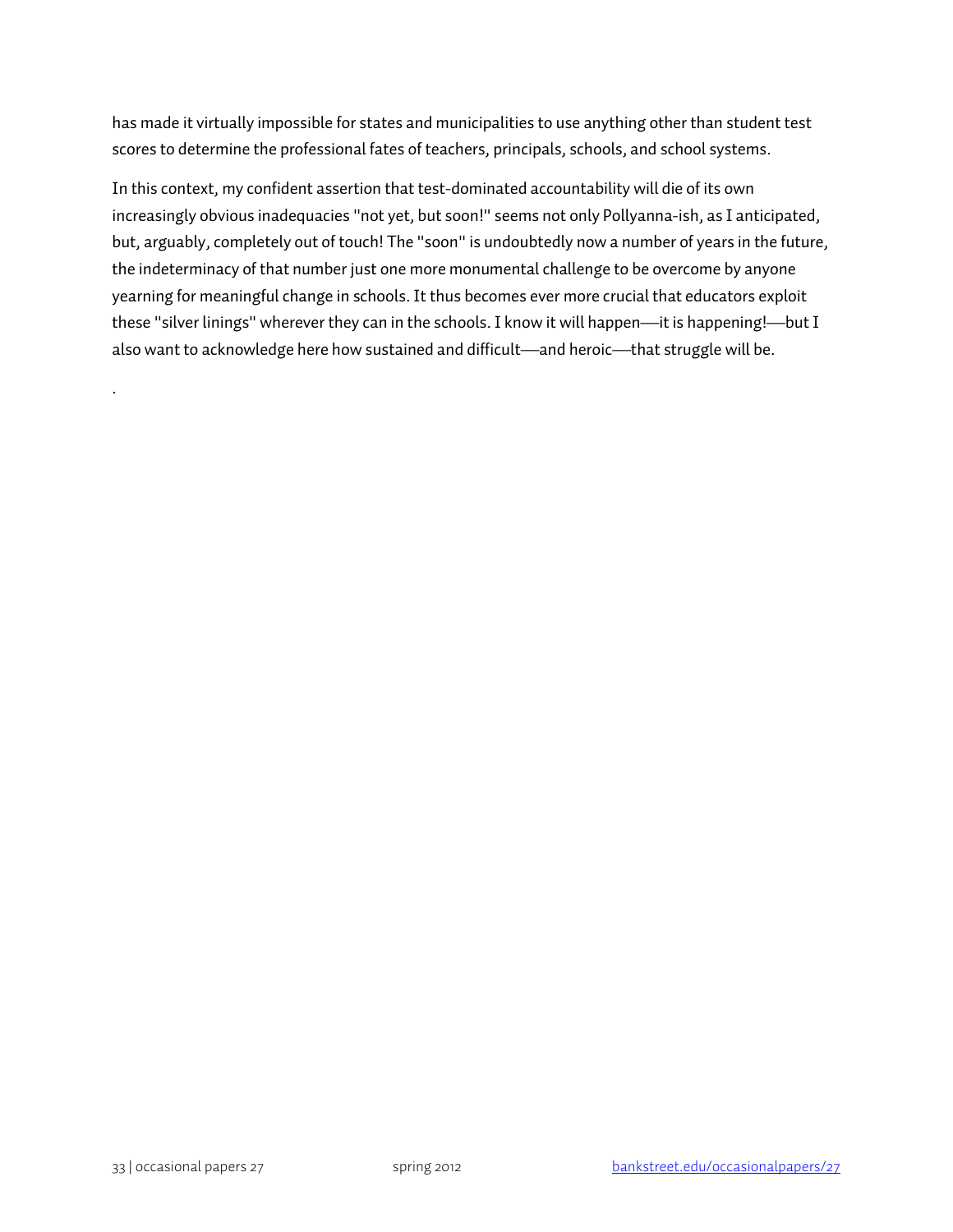has made it virtually impossible for states and municipalities to use anything other than student test scores to determine the professional fates of teachers, principals, schools, and school systems.

In this context, my confident assertion that test-dominated accountability will die of its own increasingly obvious inadequacies "not yet, but soon!" seems not only Pollyanna-ish, as I anticipated, but, arguably, completely out of touch! The "soon" is undoubtedly now a number of years in the future, the indeterminacy of that number just one more monumental challenge to be overcome by anyone yearning for meaningful change in schools. It thus becomes ever more crucial that educators exploit these "silver linings" wherever they can in the schools. I know it will happen—it is happening!—but I also want to acknowledge here how sustained and difficult—and heroic—that struggle will be.

.